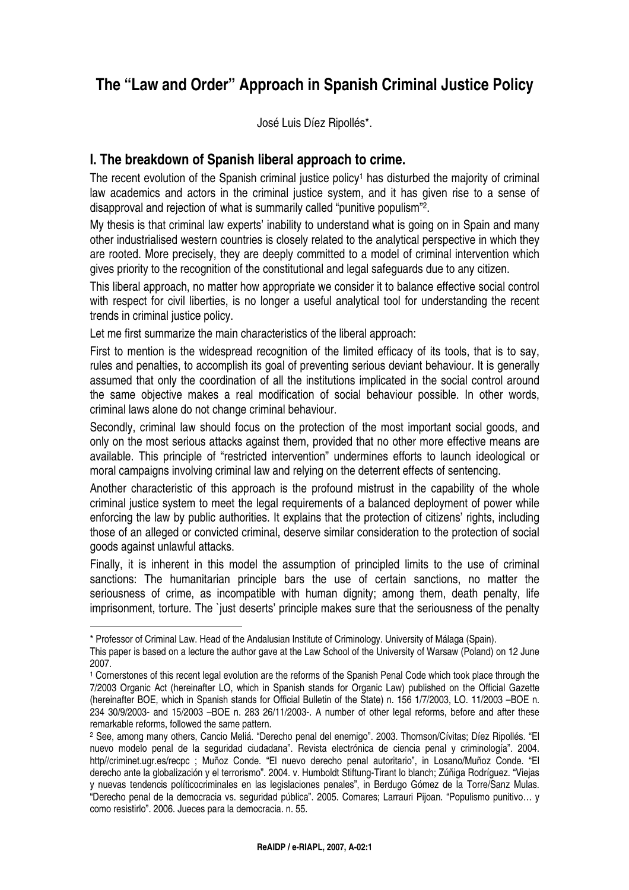# The "Law and Order" Approach in Spanish Criminal Justice Policy

José Luis Díez Ripollés*.

## I. The breakdown of Spanish liberal approach to crime.

The recent evolution of the Spanish criminal justice policy[1] has disturbed the majority of criminal law academics and actors in the criminal justice system, and it has given rise to a sense of disapproval and rejection of what is summarily called "punitive populism"[2].

My thesis is that criminal law experts' inability to understand what is going on in Spain and many other industrialised western countries is closely related to the analytical perspective in which they are rooted. More precisely, they are deeply committed to a model of criminal intervention which gives priority to the recognition of the constitutional and legal safeguards due to any citizen.

This liberal approach, no matter how appropriate we consider it to balance effective social control with respect for civil liberties, is no longer a useful analytical tool for understanding the recent trends in criminal justice policy.

Let me first summarize the main characteristics of the liberal approach:

First to mention is the widespread recognition of the limited efficacy of its tools, that is to say, rules and penalties, to accomplish its goal of preventing serious deviant behaviour. It is generally assumed that only the coordination of all the institutions implicated in the social control around the same objective makes a real modification of social behaviour possible. In other words, criminal laws alone do not change criminal behaviour.

Secondly, criminal law should focus on the protection of the most important social goods, and only on the most serious attacks against them, provided that no other more effective means are available. This principle of "restricted intervention" undermines efforts to launch ideological or moral campaigns involving criminal law and relying on the deterrent effects of sentencing.

Another characteristic of this approach is the profound mistrust in the capability of the whole criminal justice system to meet the legal requirements of a balanced deployment of power while enforcing the law by public authorities. It explains that the protection of citizens' rights, including those of an alleged or convicted criminal, deserve similar consideration to the protection of social goods against unlawful attacks.

Finally, it is inherent in this model the assumption of principled limits to the use of criminal sanctions: The humanitarian principle bars the use of certain sanctions, no matter the seriousness of crime, as incompatible with human dignity; among them, death penalty, life imprisonment, torture. The `just deserts' principle makes sure that the seriousness of the penalty

---

\* Professor of Criminal Law. Head of the Andalusian Institute of Criminology. University of Málaga (Spain).

This paper is based on a lecture the author gave at the Law School of the University of Warsaw (Poland) on 12 June 2007.

[1] Cornerstones of this recent legal evolution are the reforms of the Spanish Penal Code which took place through the 7/2003 Organic Act (hereinafter LO, which in Spanish stands for Organic Law) published on the Official Gazette (hereinafter BOE, which in Spanish stands for Official Bulletin of the State) n. 156 1/7/2003, LO. 11/2003 –BOE n. 234 30/9/2003- and 15/2003 –BOE n. 283 26/11/2003-. A number of other legal reforms, before and after these remarkable reforms, followed the same pattern.

[2] See, among many others, Cancio Meliá. "Derecho penal del enemigo". 2003. Thomson/Cívitas; Díez Ripollés. "El nuevo modelo penal de la seguridad ciudadana". Revista electrónica de ciencia penal y criminología". 2004. http//criminet.ugr.es/recpc ; Muñoz Conde. "El nuevo derecho penal autoritario", in Losano/Muñoz Conde. "El derecho ante la globalización y el terrorismo". 2004. v. Humboldt Stiftung-Tirant lo blanch; Zúñiga Rodríguez. "Viejas y nuevas tendencis políticocriminales en las legislaciones penales", in Berdugo Gómez de la Torre/Sanz Mulas. "Derecho penal de la democracia vs. seguridad pública". 2005. Comares; Larrauri Pijoan. "Populismo punitivo… y como resistirlo". 2006. Jueces para la democracia. n. 55.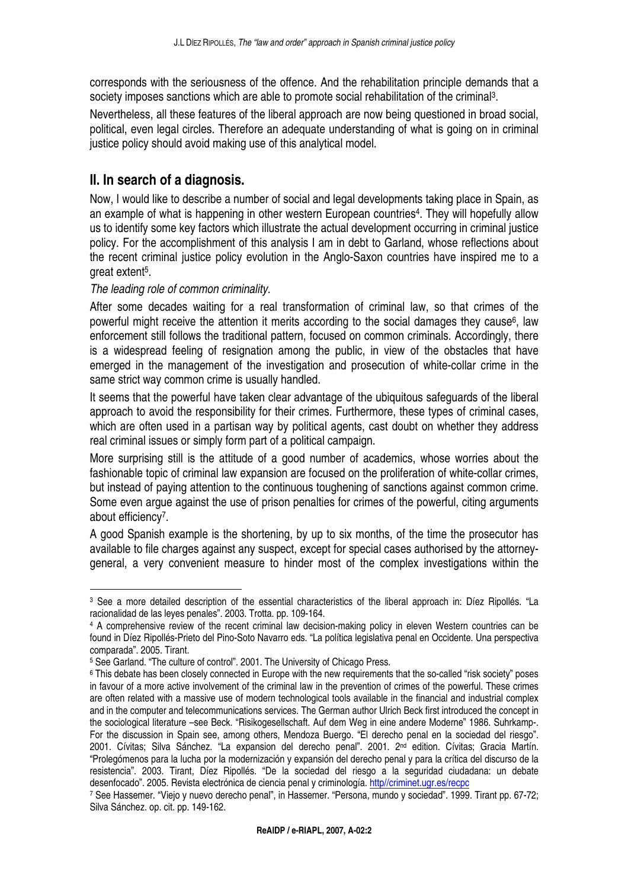corresponds with the seriousness of the offence. And the rehabilitation principle demands that a society imposes sanctions which are able to promote social rehabilitation of the criminal[3].

Nevertheless, all these features of the liberal approach are now being questioned in broad social, political, even legal circles. Therefore an adequate understanding of what is going on in criminal justice policy should avoid making use of this analytical model.

## II. In search of a diagnosis.

Now, I would like to describe a number of social and legal developments taking place in Spain, as an example of what is happening in other western European countries[4]. They will hopefully allow us to identify some key factors which illustrate the actual development occurring in criminal justice policy. For the accomplishment of this analysis I am in debt to Garland, whose reflections about the recent criminal justice policy evolution in the Anglo-Saxon countries have inspired me to a great extent[5].

*The leading role of common criminality.*

After some decades waiting for a real transformation of criminal law, so that crimes of the powerful might receive the attention it merits according to the social damages they cause[6], law enforcement still follows the traditional pattern, focused on common criminals. Accordingly, there is a widespread feeling of resignation among the public, in view of the obstacles that have emerged in the management of the investigation and prosecution of white-collar crime in the same strict way common crime is usually handled.

It seems that the powerful have taken clear advantage of the ubiquitous safeguards of the liberal approach to avoid the responsibility for their crimes. Furthermore, these types of criminal cases, which are often used in a partisan way by political agents, cast doubt on whether they address real criminal issues or simply form part of a political campaign.

More surprising still is the attitude of a good number of academics, whose worries about the fashionable topic of criminal law expansion are focused on the proliferation of white-collar crimes, but instead of paying attention to the continuous toughening of sanctions against common crime. Some even argue against the use of prison penalties for crimes of the powerful, citing arguments about efficiency[7].

A good Spanish example is the shortening, by up to six months, of the time the prosecutor has available to file charges against any suspect, except for special cases authorised by the attorney-general, a very convenient measure to hinder most of the complex investigations within the

---

[3] See a more detailed description of the essential characteristics of the liberal approach in: Díez Ripollés. "La racionalidad de las leyes penales". 2003. Trotta. pp. 109-164.

[4] A comprehensive review of the recent criminal law decision-making policy in eleven Western countries can be found in Díez Ripollés-Prieto del Pino-Soto Navarro eds. "La política legislativa penal en Occidente. Una perspectiva comparada". 2005. Tirant.

[5] See Garland. "The culture of control". 2001. The University of Chicago Press.

[6] This debate has been closely connected in Europe with the new requirements that the so-called "risk society" poses in favour of a more active involvement of the criminal law in the prevention of crimes of the powerful. These crimes are often related with a massive use of modern technological tools available in the financial and industrial complex and in the computer and telecommunications services. The German author Ulrich Beck first introduced the concept in the sociological literature –see Beck. "Risikogesellschaft. Auf dem Weg in eine andere Moderne" 1986. Suhrkamp-. For the discussion in Spain see, among others, Mendoza Buergo. "El derecho penal en la sociedad del riesgo". 2001. Cívitas; Silva Sánchez. "La expansion del derecho penal". 2001. 2nd edition. Cívitas; Gracia Martín. "Prolegómenos para la lucha por la modernización y expansión del derecho penal y para la crítica del discurso de la resistencia". 2003. Tirant, Díez Ripollés. "De la sociedad del riesgo a la seguridad ciudadana: un debate desenfocado". 2005. Revista electrónica de ciencia penal y criminología. http//criminet.ugr.es/recpc

[7] See Hassemer. "Viejo y nuevo derecho penal", in Hassemer. "Persona, mundo y sociedad". 1999. Tirant pp. 67-72; Silva Sánchez. op. cit. pp. 149-162.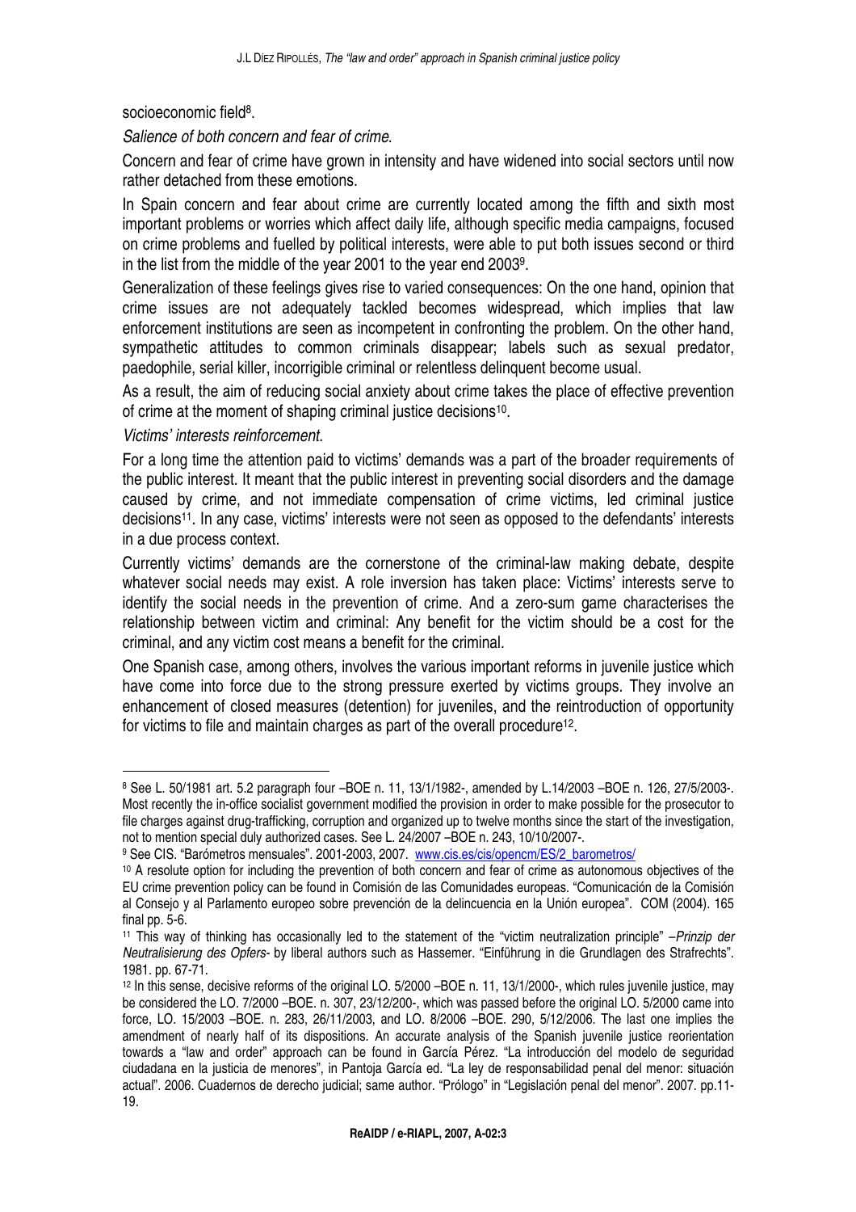socioeconomic field[8].

*Salience of both concern and fear of crime.*

Concern and fear of crime have grown in intensity and have widened into social sectors until now rather detached from these emotions.

In Spain concern and fear about crime are currently located among the fifth and sixth most important problems or worries which affect daily life, although specific media campaigns, focused on crime problems and fuelled by political interests, were able to put both issues second or third in the list from the middle of the year 2001 to the year end 2003[9].

Generalization of these feelings gives rise to varied consequences: On the one hand, opinion that crime issues are not adequately tackled becomes widespread, which implies that law enforcement institutions are seen as incompetent in confronting the problem. On the other hand, sympathetic attitudes to common criminals disappear; labels such as sexual predator, paedophile, serial killer, incorrigible criminal or relentless delinquent become usual.

As a result, the aim of reducing social anxiety about crime takes the place of effective prevention of crime at the moment of shaping criminal justice decisions[10].

*Victims' interests reinforcement.*

For a long time the attention paid to victims' demands was a part of the broader requirements of the public interest. It meant that the public interest in preventing social disorders and the damage caused by crime, and not immediate compensation of crime victims, led criminal justice decisions[11]. In any case, victims' interests were not seen as opposed to the defendants' interests in a due process context.

Currently victims' demands are the cornerstone of the criminal-law making debate, despite whatever social needs may exist. A role inversion has taken place: Victims' interests serve to identify the social needs in the prevention of crime. And a zero-sum game characterises the relationship between victim and criminal: Any benefit for the victim should be a cost for the criminal, and any victim cost means a benefit for the criminal.

One Spanish case, among others, involves the various important reforms in juvenile justice which have come into force due to the strong pressure exerted by victims groups. They involve an enhancement of closed measures (detention) for juveniles, and the reintroduction of opportunity for victims to file and maintain charges as part of the overall procedure[12].

---

[8] See L. 50/1981 art. 5.2 paragraph four –BOE n. 11, 13/1/1982-, amended by L.14/2003 –BOE n. 126, 27/5/2003-. Most recently the in-office socialist government modified the provision in order to make possible for the prosecutor to file charges against drug-trafficking, corruption and organized up to twelve months since the start of the investigation, not to mention special duly authorized cases. See L. 24/2007 –BOE n. 243, 10/10/2007-.

[9] See CIS. "Barómetros mensuales". 2001-2003, 2007. www.cis.es/cis/opencm/ES/2_barometros/

[10] A resolute option for including the prevention of both concern and fear of crime as autonomous objectives of the EU crime prevention policy can be found in Comisión de las Comunidades europeas. "Comunicación de la Comisión al Consejo y al Parlamento europeo sobre prevención de la delincuencia en la Unión europea". COM (2004). 165 final pp. 5-6.

[11] This way of thinking has occasionally led to the statement of the "victim neutralization principle" –*Prinzip der Neutralisierung des Opfers*- by liberal authors such as Hassemer. "Einführung in die Grundlagen des Strafrechts". 1981. pp. 67-71.

[12] In this sense, decisive reforms of the original LO. 5/2000 –BOE n. 11, 13/1/2000-, which rules juvenile justice, may be considered the LO. 7/2000 –BOE. n. 307, 23/12/200-, which was passed before the original LO. 5/2000 came into force, LO. 15/2003 –BOE. n. 283, 26/11/2003, and LO. 8/2006 –BOE. 290, 5/12/2006. The last one implies the amendment of nearly half of its dispositions. An accurate analysis of the Spanish juvenile justice reorientation towards a "law and order" approach can be found in García Pérez. "La introducción del modelo de seguridad ciudadana en la justicia de menores", in Pantoja García ed. "La ley de responsabilidad penal del menor: situación actual". 2006. Cuadernos de derecho judicial; same author. "Prólogo" in "Legislación penal del menor". 2007. pp.11-19.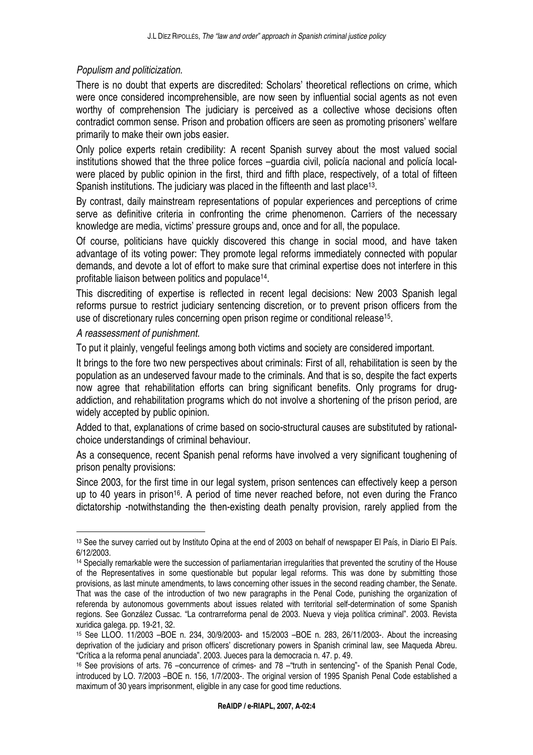*Populism and politicization.*

There is no doubt that experts are discredited: Scholars' theoretical reflections on crime, which were once considered incomprehensible, are now seen by influential social agents as not even worthy of comprehension The judiciary is perceived as a collective whose decisions often contradict common sense. Prison and probation officers are seen as promoting prisoners' welfare primarily to make their own jobs easier.

Only police experts retain credibility: A recent Spanish survey about the most valued social institutions showed that the three police forces –guardia civil, policía nacional and policía local- were placed by public opinion in the first, third and fifth place, respectively, of a total of fifteen Spanish institutions. The judiciary was placed in the fifteenth and last place[13].

By contrast, daily mainstream representations of popular experiences and perceptions of crime serve as definitive criteria in confronting the crime phenomenon. Carriers of the necessary knowledge are media, victims' pressure groups and, once and for all, the populace.

Of course, politicians have quickly discovered this change in social mood, and have taken advantage of its voting power: They promote legal reforms immediately connected with popular demands, and devote a lot of effort to make sure that criminal expertise does not interfere in this profitable liaison between politics and populace[14].

This discrediting of expertise is reflected in recent legal decisions: New 2003 Spanish legal reforms pursue to restrict judiciary sentencing discretion, or to prevent prison officers from the use of discretionary rules concerning open prison regime or conditional release[15].

*A reassessment of punishment.*

To put it plainly, vengeful feelings among both victims and society are considered important.

It brings to the fore two new perspectives about criminals: First of all, rehabilitation is seen by the population as an undeserved favour made to the criminals. And that is so, despite the fact experts now agree that rehabilitation efforts can bring significant benefits. Only programs for drug-addiction, and rehabilitation programs which do not involve a shortening of the prison period, are widely accepted by public opinion.

Added to that, explanations of crime based on socio-structural causes are substituted by rational-choice understandings of criminal behaviour.

As a consequence, recent Spanish penal reforms have involved a very significant toughening of prison penalty provisions:

Since 2003, for the first time in our legal system, prison sentences can effectively keep a person up to 40 years in prison[16]. A period of time never reached before, not even during the Franco dictatorship -notwithstanding the then-existing death penalty provision, rarely applied from the

---

[13] See the survey carried out by Instituto Opina at the end of 2003 on behalf of newspaper El País, in Diario El País. 6/12/2003.

[14] Specially remarkable were the succession of parliamentarian irregularities that prevented the scrutiny of the House of the Representatives in some questionable but popular legal reforms. This was done by submitting those provisions, as last minute amendments, to laws concerning other issues in the second reading chamber, the Senate. That was the case of the introduction of two new paragraphs in the Penal Code, punishing the organization of referenda by autonomous governments about issues related with territorial self-determination of some Spanish regions. See González Cussac. "La contrarreforma penal de 2003. Nueva y vieja política criminal". 2003. Revista xuridica galega. pp. 19-21, 32.

[15] See LLOO. 11/2003 –BOE n. 234, 30/9/2003- and 15/2003 –BOE n. 283, 26/11/2003-. About the increasing deprivation of the judiciary and prison officers' discretionary powers in Spanish criminal law, see Maqueda Abreu. "Crítica a la reforma penal anunciada". 2003. Jueces para la democracia n. 47. p. 49.

[16] See provisions of arts. 76 –concurrence of crimes- and 78 –"truth in sentencing"- of the Spanish Penal Code, introduced by LO. 7/2003 –BOE n. 156, 1/7/2003-. The original version of 1995 Spanish Penal Code established a maximum of 30 years imprisonment, eligible in any case for good time reductions.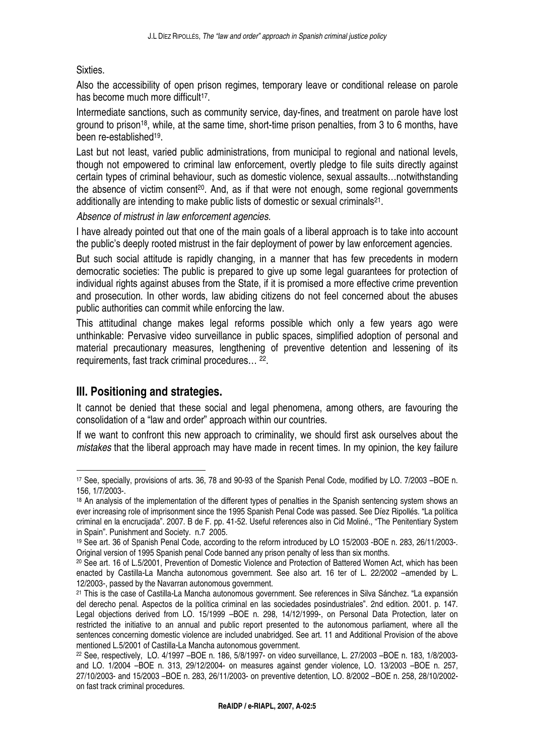Sixties.

Also the accessibility of open prison regimes, temporary leave or conditional release on parole has become much more difficult[17].

Intermediate sanctions, such as community service, day-fines, and treatment on parole have lost ground to prison[18], while, at the same time, short-time prison penalties, from 3 to 6 months, have been re-established[19].

Last but not least, varied public administrations, from municipal to regional and national levels, though not empowered to criminal law enforcement, overtly pledge to file suits directly against certain types of criminal behaviour, such as domestic violence, sexual assaults…notwithstanding the absence of victim consent[20]. And, as if that were not enough, some regional governments additionally are intending to make public lists of domestic or sexual criminals[21].

*Absence of mistrust in law enforcement agencies.*

I have already pointed out that one of the main goals of a liberal approach is to take into account the public's deeply rooted mistrust in the fair deployment of power by law enforcement agencies.

But such social attitude is rapidly changing, in a manner that has few precedents in modern democratic societies: The public is prepared to give up some legal guarantees for protection of individual rights against abuses from the State, if it is promised a more effective crime prevention and prosecution. In other words, law abiding citizens do not feel concerned about the abuses public authorities can commit while enforcing the law.

This attitudinal change makes legal reforms possible which only a few years ago were unthinkable: Pervasive video surveillance in public spaces, simplified adoption of personal and material precautionary measures, lengthening of preventive detention and lessening of its requirements, fast track criminal procedures… [22].

## III. Positioning and strategies.

It cannot be denied that these social and legal phenomena, among others, are favouring the consolidation of a "law and order" approach within our countries.

If we want to confront this new approach to criminality, we should first ask ourselves about the *mistakes* that the liberal approach may have made in recent times. In my opinion, the key failure

---

[17] See, specially, provisions of arts. 36, 78 and 90-93 of the Spanish Penal Code, modified by LO. 7/2003 –BOE n. 156, 1/7/2003-.

[18] An analysis of the implementation of the different types of penalties in the Spanish sentencing system shows an ever increasing role of imprisonment since the 1995 Spanish Penal Code was passed. See Díez Ripollés. "La política criminal en la encrucijada". 2007. B de F. pp. 41-52. Useful references also in Cid Moliné., "The Penitentiary System in Spain". Punishment and Society. n.7 2005.

[19] See art. 36 of Spanish Penal Code, according to the reform introduced by LO 15/2003 -BOE n. 283, 26/11/2003-. Original version of 1995 Spanish penal Code banned any prison penalty of less than six months.

[20] See art. 16 of L.5/2001, Prevention of Domestic Violence and Protection of Battered Women Act, which has been enacted by Castilla-La Mancha autonomous government. See also art. 16 ter of L. 22/2002 –amended by L. 12/2003-, passed by the Navarran autonomous government.

[21] This is the case of Castilla-La Mancha autonomous government. See references in Silva Sánchez. "La expansión del derecho penal. Aspectos de la política criminal en las sociedades posindustriales". 2nd edition. 2001. p. 147. Legal objections derived from LO. 15/1999 –BOE n. 298, 14/12/1999-, on Personal Data Protection, later on restricted the initiative to an annual and public report presented to the autonomous parliament, where all the sentences concerning domestic violence are included unabridged. See art. 11 and Additional Provision of the above mentioned L.5/2001 of Castilla-La Mancha autonomous government.

[22] See, respectively, LO. 4/1997 –BOE n. 186, 5/8/1997- on video surveillance, L. 27/2003 –BOE n. 183, 1/8/2003- and LO. 1/2004 –BOE n. 313, 29/12/2004- on measures against gender violence, LO. 13/2003 –BOE n. 257, 27/10/2003- and 15/2003 –BOE n. 283, 26/11/2003- on preventive detention, LO. 8/2002 –BOE n. 258, 28/10/2002- on fast track criminal procedures.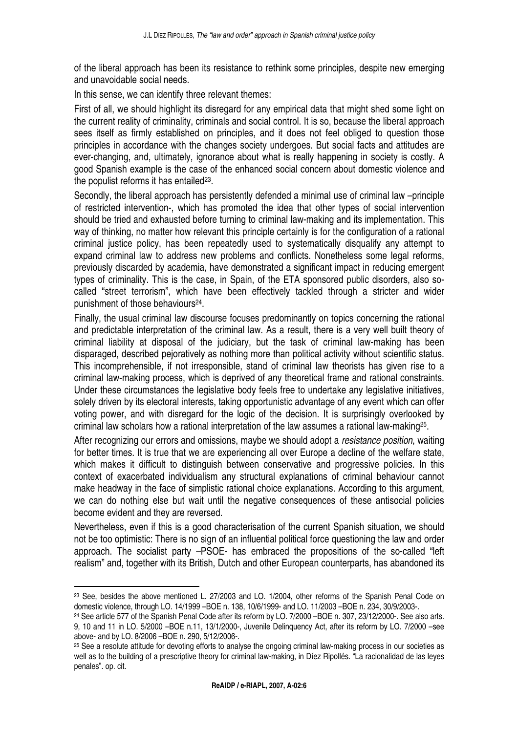of the liberal approach has been its resistance to rethink some principles, despite new emerging and unavoidable social needs.

In this sense, we can identify three relevant themes:

First of all, we should highlight its disregard for any empirical data that might shed some light on the current reality of criminality, criminals and social control. It is so, because the liberal approach sees itself as firmly established on principles, and it does not feel obliged to question those principles in accordance with the changes society undergoes. But social facts and attitudes are ever-changing, and, ultimately, ignorance about what is really happening in society is costly. A good Spanish example is the case of the enhanced social concern about domestic violence and the populist reforms it has entailed[23].

Secondly, the liberal approach has persistently defended a minimal use of criminal law –principle of restricted intervention-, which has promoted the idea that other types of social intervention should be tried and exhausted before turning to criminal law-making and its implementation. This way of thinking, no matter how relevant this principle certainly is for the configuration of a rational criminal justice policy, has been repeatedly used to systematically disqualify any attempt to expand criminal law to address new problems and conflicts. Nonetheless some legal reforms, previously discarded by academia, have demonstrated a significant impact in reducing emergent types of criminality. This is the case, in Spain, of the ETA sponsored public disorders, also so-called "street terrorism", which have been effectively tackled through a stricter and wider punishment of those behaviours[24].

Finally, the usual criminal law discourse focuses predominantly on topics concerning the rational and predictable interpretation of the criminal law. As a result, there is a very well built theory of criminal liability at disposal of the judiciary, but the task of criminal law-making has been disparaged, described pejoratively as nothing more than political activity without scientific status. This incomprehensible, if not irresponsible, stand of criminal law theorists has given rise to a criminal law-making process, which is deprived of any theoretical frame and rational constraints. Under these circumstances the legislative body feels free to undertake any legislative initiatives, solely driven by its electoral interests, taking opportunistic advantage of any event which can offer voting power, and with disregard for the logic of the decision. It is surprisingly overlooked by criminal law scholars how a rational interpretation of the law assumes a rational law-making[25].

After recognizing our errors and omissions, maybe we should adopt a *resistance position*, waiting for better times. It is true that we are experiencing all over Europe a decline of the welfare state, which makes it difficult to distinguish between conservative and progressive policies. In this context of exacerbated individualism any structural explanations of criminal behaviour cannot make headway in the face of simplistic rational choice explanations. According to this argument, we can do nothing else but wait until the negative consequences of these antisocial policies become evident and they are reversed.

Nevertheless, even if this is a good characterisation of the current Spanish situation, we should not be too optimistic: There is no sign of an influential political force questioning the law and order approach. The socialist party –PSOE- has embraced the propositions of the so-called "left realism" and, together with its British, Dutch and other European counterparts, has abandoned its

---

[23] See, besides the above mentioned L. 27/2003 and LO. 1/2004, other reforms of the Spanish Penal Code on domestic violence, through LO. 14/1999 –BOE n. 138, 10/6/1999- and LO. 11/2003 –BOE n. 234, 30/9/2003-.

[24] See article 577 of the Spanish Penal Code after its reform by LO. 7/2000 –BOE n. 307, 23/12/2000-. See also arts. 9, 10 and 11 in LO. 5/2000 –BOE n.11, 13/1/2000-, Juvenile Delinquency Act, after its reform by LO. 7/2000 –see above- and by LO. 8/2006 –BOE n. 290, 5/12/2006-.

[25] See a resolute attitude for devoting efforts to analyse the ongoing criminal law-making process in our societies as well as to the building of a prescriptive theory for criminal law-making, in Díez Ripollés. "La racionalidad de las leyes penales". op. cit.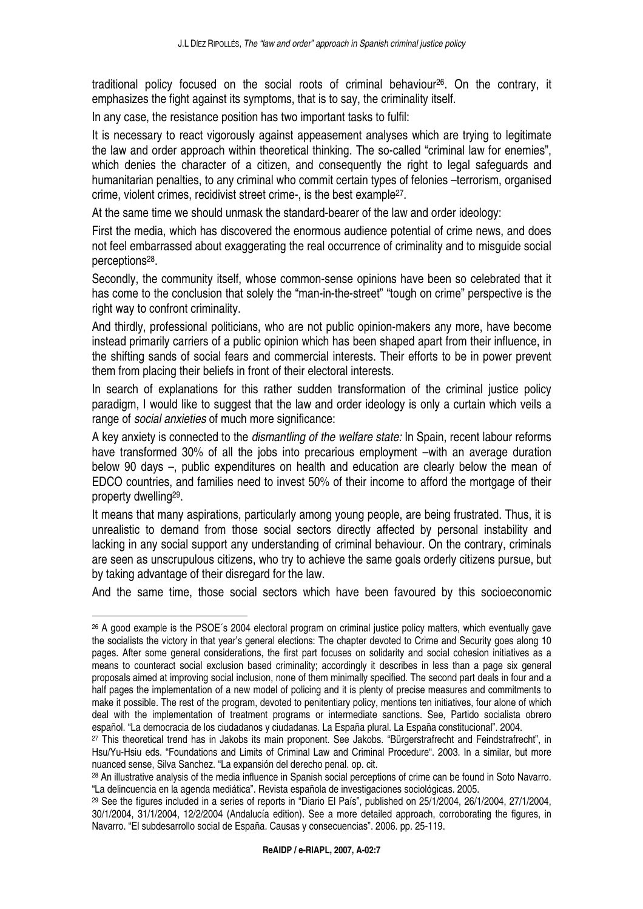traditional policy focused on the social roots of criminal behaviour[26]. On the contrary, it emphasizes the fight against its symptoms, that is to say, the criminality itself.

In any case, the resistance position has two important tasks to fulfil:

It is necessary to react vigorously against appeasement analyses which are trying to legitimate the law and order approach within theoretical thinking. The so-called "criminal law for enemies", which denies the character of a citizen, and consequently the right to legal safeguards and humanitarian penalties, to any criminal who commit certain types of felonies –terrorism, organised crime, violent crimes, recidivist street crime-, is the best example[27].

At the same time we should unmask the standard-bearer of the law and order ideology:

First the media, which has discovered the enormous audience potential of crime news, and does not feel embarrassed about exaggerating the real occurrence of criminality and to misguide social perceptions[28].

Secondly, the community itself, whose common-sense opinions have been so celebrated that it has come to the conclusion that solely the "man-in-the-street" "tough on crime" perspective is the right way to confront criminality.

And thirdly, professional politicians, who are not public opinion-makers any more, have become instead primarily carriers of a public opinion which has been shaped apart from their influence, in the shifting sands of social fears and commercial interests. Their efforts to be in power prevent them from placing their beliefs in front of their electoral interests.

In search of explanations for this rather sudden transformation of the criminal justice policy paradigm, I would like to suggest that the law and order ideology is only a curtain which veils a range of *social anxieties* of much more significance:

A key anxiety is connected to the *dismantling of the welfare state:* In Spain, recent labour reforms have transformed 30% of all the jobs into precarious employment –with an average duration below 90 days –, public expenditures on health and education are clearly below the mean of EDCO countries, and families need to invest 50% of their income to afford the mortgage of their property dwelling[29].

It means that many aspirations, particularly among young people, are being frustrated. Thus, it is unrealistic to demand from those social sectors directly affected by personal instability and lacking in any social support any understanding of criminal behaviour. On the contrary, criminals are seen as unscrupulous citizens, who try to achieve the same goals orderly citizens pursue, but by taking advantage of their disregard for the law.

And the same time, those social sectors which have been favoured by this socioeconomic

---

[26] A good example is the PSOE´s 2004 electoral program on criminal justice policy matters, which eventually gave the socialists the victory in that year's general elections: The chapter devoted to Crime and Security goes along 10 pages. After some general considerations, the first part focuses on solidarity and social cohesion initiatives as a means to counteract social exclusion based criminality; accordingly it describes in less than a page six general proposals aimed at improving social inclusion, none of them minimally specified. The second part deals in four and a half pages the implementation of a new model of policing and it is plenty of precise measures and commitments to make it possible. The rest of the program, devoted to penitentiary policy, mentions ten initiatives, four alone of which deal with the implementation of treatment programs or intermediate sanctions. See, Partido socialista obrero español. "La democracia de los ciudadanos y ciudadanas. La España plural. La España constitucional". 2004.

[27] This theoretical trend has in Jakobs its main proponent. See Jakobs. "Bürgerstrafrecht and Feindstrafrecht", in Hsu/Yu-Hsiu eds. "Foundations and Limits of Criminal Law and Criminal Procedure". 2003. In a similar, but more nuanced sense, Silva Sanchez. "La expansión del derecho penal. op. cit.

[28] An illustrative analysis of the media influence in Spanish social perceptions of crime can be found in Soto Navarro. "La delincuencia en la agenda mediática". Revista española de investigaciones sociológicas. 2005.

[29] See the figures included in a series of reports in "Diario El País", published on 25/1/2004, 26/1/2004, 27/1/2004, 30/1/2004, 31/1/2004, 12/2/2004 (Andalucía edition). See a more detailed approach, corroborating the figures, in Navarro. "El subdesarrollo social de España. Causas y consecuencias". 2006. pp. 25-119.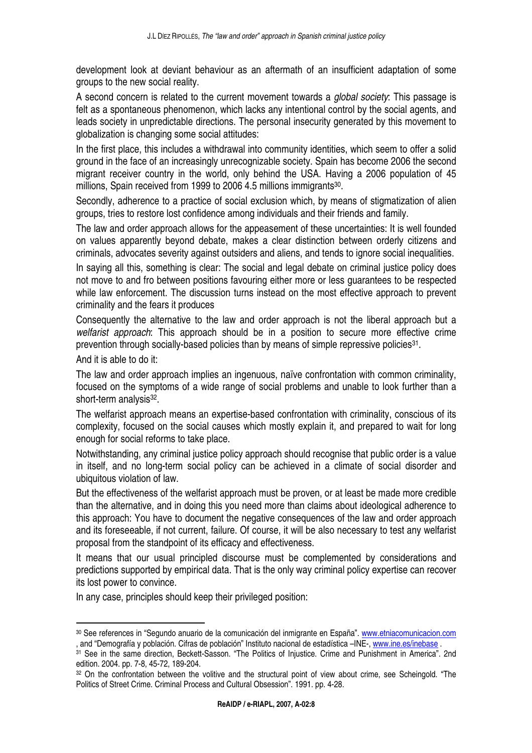development look at deviant behaviour as an aftermath of an insufficient adaptation of some groups to the new social reality.

A second concern is related to the current movement towards a *global society*: This passage is felt as a spontaneous phenomenon, which lacks any intentional control by the social agents, and leads society in unpredictable directions. The personal insecurity generated by this movement to globalization is changing some social attitudes:

In the first place, this includes a withdrawal into community identities, which seem to offer a solid ground in the face of an increasingly unrecognizable society. Spain has become 2006 the second migrant receiver country in the world, only behind the USA. Having a 2006 population of 45 millions, Spain received from 1999 to 2006 4.5 millions immigrants[30].

Secondly, adherence to a practice of social exclusion which, by means of stigmatization of alien groups, tries to restore lost confidence among individuals and their friends and family.

The law and order approach allows for the appeasement of these uncertainties: It is well founded on values apparently beyond debate, makes a clear distinction between orderly citizens and criminals, advocates severity against outsiders and aliens, and tends to ignore social inequalities.

In saying all this, something is clear: The social and legal debate on criminal justice policy does not move to and fro between positions favouring either more or less guarantees to be respected while law enforcement. The discussion turns instead on the most effective approach to prevent criminality and the fears it produces

Consequently the alternative to the law and order approach is not the liberal approach but a *welfarist approach*: This approach should be in a position to secure more effective crime prevention through socially-based policies than by means of simple repressive policies[31].

And it is able to do it:

The law and order approach implies an ingenuous, naïve confrontation with common criminality, focused on the symptoms of a wide range of social problems and unable to look further than a short-term analysis[32].

The welfarist approach means an expertise-based confrontation with criminality, conscious of its complexity, focused on the social causes which mostly explain it, and prepared to wait for long enough for social reforms to take place.

Notwithstanding, any criminal justice policy approach should recognise that public order is a value in itself, and no long-term social policy can be achieved in a climate of social disorder and ubiquitous violation of law.

But the effectiveness of the welfarist approach must be proven, or at least be made more credible than the alternative, and in doing this you need more than claims about ideological adherence to this approach: You have to document the negative consequences of the law and order approach and its foreseeable, if not current, failure. Of course, it will be also necessary to test any welfarist proposal from the standpoint of its efficacy and effectiveness.

It means that our usual principled discourse must be complemented by considerations and predictions supported by empirical data. That is the only way criminal policy expertise can recover its lost power to convince.

In any case, principles should keep their privileged position:

---

[30] See references in "Segundo anuario de la comunicación del inmigrante en España". www.etniacomunicacion.com , and "Demografía y población. Cifras de población" Instituto nacional de estadística –INE-, www.ine.es/inebase .

[31] See in the same direction, Beckett-Sasson. "The Politics of Injustice. Crime and Punishment in America". 2nd edition. 2004. pp. 7-8, 45-72, 189-204.

[32] On the confrontation between the volitive and the structural point of view about crime, see Scheingold. "The Politics of Street Crime. Criminal Process and Cultural Obsession". 1991. pp. 4-28.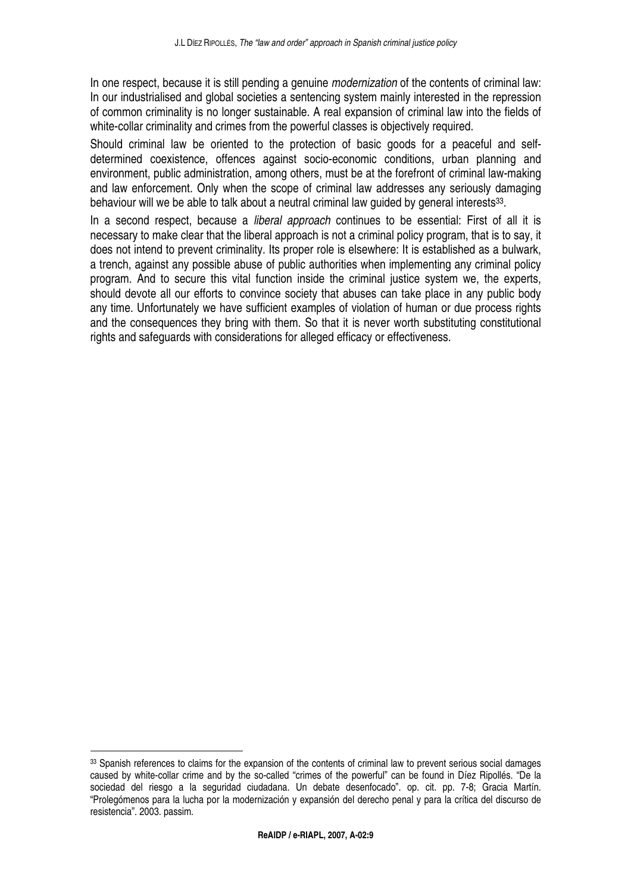In one respect, because it is still pending a genuine *modernization* of the contents of criminal law: In our industrialised and global societies a sentencing system mainly interested in the repression of common criminality is no longer sustainable. A real expansion of criminal law into the fields of white-collar criminality and crimes from the powerful classes is objectively required.

Should criminal law be oriented to the protection of basic goods for a peaceful and self-determined coexistence, offences against socio-economic conditions, urban planning and environment, public administration, among others, must be at the forefront of criminal law-making and law enforcement. Only when the scope of criminal law addresses any seriously damaging behaviour will we be able to talk about a neutral criminal law guided by general interests[33].

In a second respect, because a *liberal approach* continues to be essential: First of all it is necessary to make clear that the liberal approach is not a criminal policy program, that is to say, it does not intend to prevent criminality. Its proper role is elsewhere: It is established as a bulwark, a trench, against any possible abuse of public authorities when implementing any criminal policy program. And to secure this vital function inside the criminal justice system we, the experts, should devote all our efforts to convince society that abuses can take place in any public body any time. Unfortunately we have sufficient examples of violation of human or due process rights and the consequences they bring with them. So that it is never worth substituting constitutional rights and safeguards with considerations for alleged efficacy or effectiveness.

---

[33] Spanish references to claims for the expansion of the contents of criminal law to prevent serious social damages caused by white-collar crime and by the so-called "crimes of the powerful" can be found in Díez Ripollés. "De la sociedad del riesgo a la seguridad ciudadana. Un debate desenfocado". op. cit. pp. 7-8; Gracia Martín. "Prolegómenos para la lucha por la modernización y expansión del derecho penal y para la crítica del discurso de resistencia". 2003. passim.